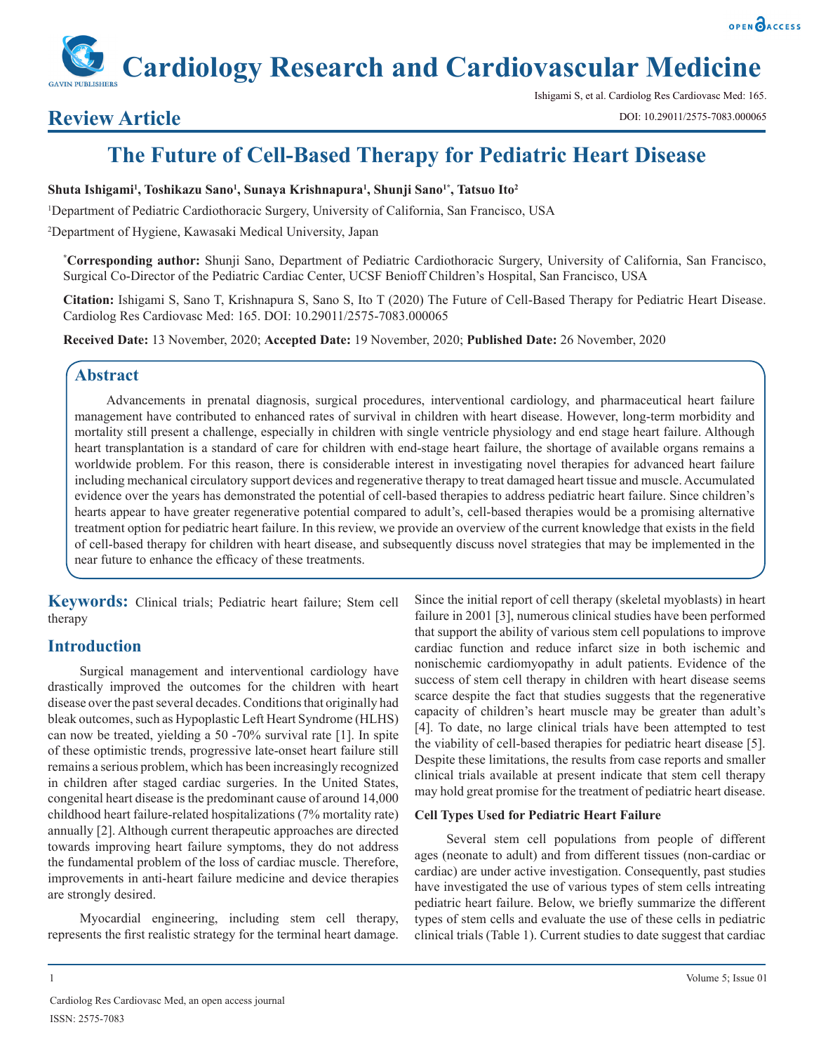## Review Article

# The Future of Cell-Based Therapy for Pediatric Heart Disease

**Shuta Ishigami[1], Toshikazu Sano[1], Sunaya Krishnapura[1], Shunji Sano[1*], Tatsuo Ito[2]**

[1]Department of Pediatric Cardiothoracic Surgery, University of California, San Francisco, USA

[2]Department of Hygiene, Kawasaki Medical University, Japan

**[*]Corresponding author:** Shunji Sano, Department of Pediatric Cardiothoracic Surgery, University of California, San Francisco, Surgical Co-Director of the Pediatric Cardiac Center, UCSF Benioff Children's Hospital, San Francisco, USA

**Citation:** Ishigami S, Sano T, Krishnapura S, Sano S, Ito T (2020) The Future of Cell-Based Therapy for Pediatric Heart Disease. Cardiolog Res Cardiovasc Med: 165. DOI: 10.29011/2575-7083.000065

**Received Date:** 13 November, 2020; **Accepted Date:** 19 November, 2020; **Published Date:** 26 November, 2020

## Abstract

Advancements in prenatal diagnosis, surgical procedures, interventional cardiology, and pharmaceutical heart failure management have contributed to enhanced rates of survival in children with heart disease. However, long-term morbidity and mortality still present a challenge, especially in children with single ventricle physiology and end stage heart failure. Although heart transplantation is a standard of care for children with end-stage heart failure, the shortage of available organs remains a worldwide problem. For this reason, there is considerable interest in investigating novel therapies for advanced heart failure including mechanical circulatory support devices and regenerative therapy to treat damaged heart tissue and muscle. Accumulated evidence over the years has demonstrated the potential of cell-based therapies to address pediatric heart failure. Since children's hearts appear to have greater regenerative potential compared to adult's, cell-based therapies would be a promising alternative treatment option for pediatric heart failure. In this review, we provide an overview of the current knowledge that exists in the field of cell-based therapy for children with heart disease, and subsequently discuss novel strategies that may be implemented in the near future to enhance the efficacy of these treatments.

**Keywords:** Clinical trials; Pediatric heart failure; Stem cell therapy

## Introduction

Surgical management and interventional cardiology have drastically improved the outcomes for the children with heart disease over the past several decades. Conditions that originally had bleak outcomes, such as Hypoplastic Left Heart Syndrome (HLHS) can now be treated, yielding a 50 -70% survival rate [1]. In spite of these optimistic trends, progressive late-onset heart failure still remains a serious problem, which has been increasingly recognized in children after staged cardiac surgeries. In the United States, congenital heart disease is the predominant cause of around 14,000 childhood heart failure-related hospitalizations (7% mortality rate) annually [2]. Although current therapeutic approaches are directed towards improving heart failure symptoms, they do not address the fundamental problem of the loss of cardiac muscle. Therefore, improvements in anti-heart failure medicine and device therapies are strongly desired.

Myocardial engineering, including stem cell therapy, represents the first realistic strategy for the terminal heart damage. Since the initial report of cell therapy (skeletal myoblasts) in heart failure in 2001 [3], numerous clinical studies have been performed that support the ability of various stem cell populations to improve cardiac function and reduce infarct size in both ischemic and nonischemic cardiomyopathy in adult patients. Evidence of the success of stem cell therapy in children with heart disease seems scarce despite the fact that studies suggests that the regenerative capacity of children's heart muscle may be greater than adult's [4]. To date, no large clinical trials have been attempted to test the viability of cell-based therapies for pediatric heart disease [5]. Despite these limitations, the results from case reports and smaller clinical trials available at present indicate that stem cell therapy may hold great promise for the treatment of pediatric heart disease.

### Cell Types Used for Pediatric Heart Failure

Several stem cell populations from people of different ages (neonate to adult) and from different tissues (non-cardiac or cardiac) are under active investigation. Consequently, past studies have investigated the use of various types of stem cells intreating pediatric heart failure. Below, we briefly summarize the different types of stem cells and evaluate the use of these cells in pediatric clinical trials (Table 1). Current studies to date suggest that cardiac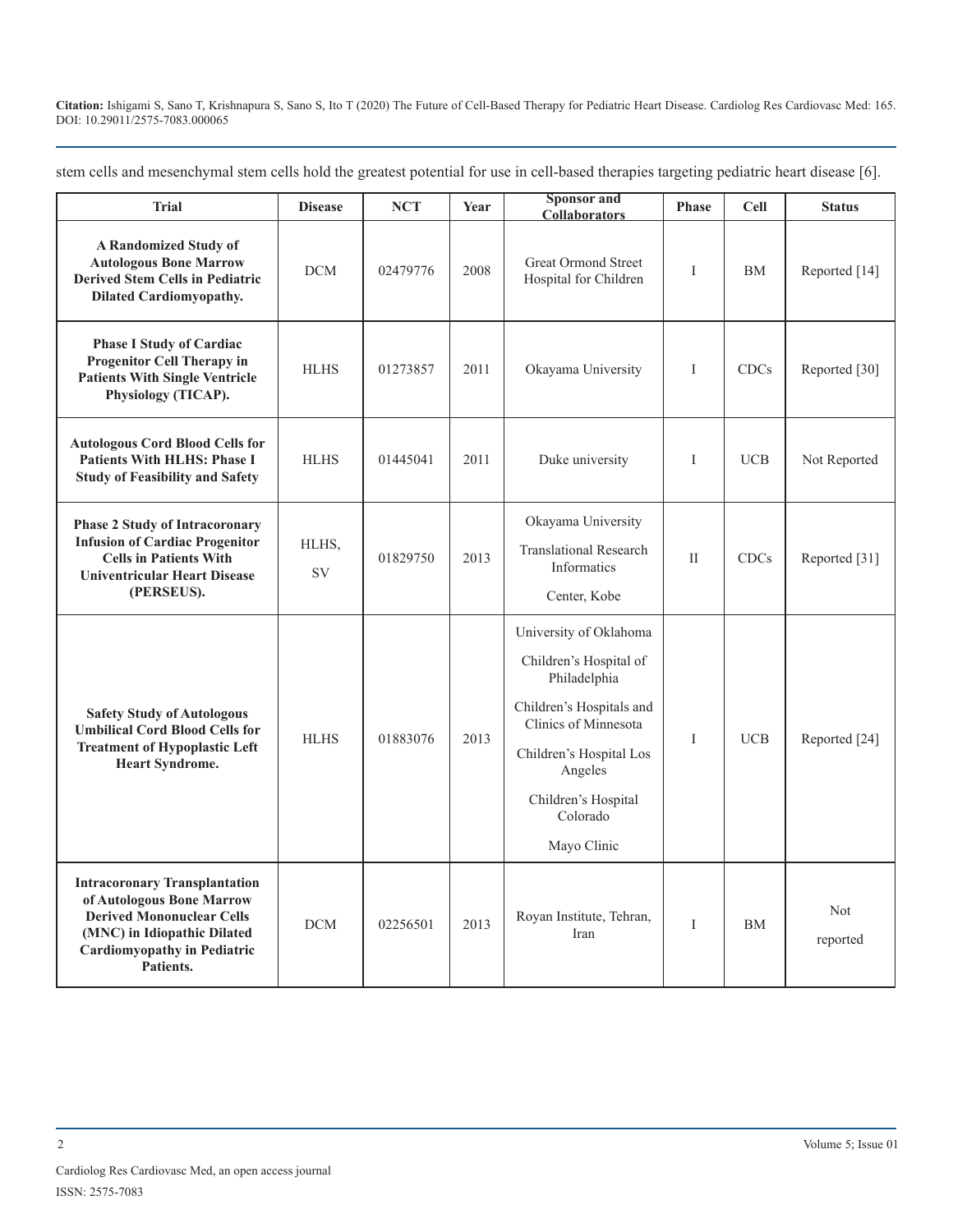stem cells and mesenchymal stem cells hold the greatest potential for use in cell-based therapies targeting pediatric heart disease [6].

| Trial | Disease | NCT | Year | Sponsor and Collaborators | Phase | Cell | Status |
|---|---|---|---|---|---|---|---|
| **A Randomized Study of Autologous Bone Marrow Derived Stem Cells in Pediatric Dilated Cardiomyopathy.** | DCM | 02479776 | 2008 | Great Ormond Street Hospital for Children | I | BM | Reported [14] |
| **Phase I Study of Cardiac Progenitor Cell Therapy in Patients With Single Ventricle Physiology (TICAP).** | HLHS | 01273857 | 2011 | Okayama University | I | CDCs | Reported [30] |
| **Autologous Cord Blood Cells for Patients With HLHS: Phase I Study of Feasibility and Safety** | HLHS | 01445041 | 2011 | Duke university | I | UCB | Not Reported |
| **Phase 2 Study of Intracoronary Infusion of Cardiac Progenitor Cells in Patients With Univentricular Heart Disease (PERSEUS).** | HLHS, SV | 01829750 | 2013 | Okayama University<br>Translational Research Informatics<br>Center, Kobe | II | CDCs | Reported [31] |
| **Safety Study of Autologous Umbilical Cord Blood Cells for Treatment of Hypoplastic Left Heart Syndrome.** | HLHS | 01883076 | 2013 | University of Oklahoma<br>Children's Hospital of Philadelphia<br>Children's Hospitals and Clinics of Minnesota<br>Children's Hospital Los Angeles<br>Children's Hospital Colorado<br>Mayo Clinic | I | UCB | Reported [24] |
| **Intracoronary Transplantation of Autologous Bone Marrow Derived Mononuclear Cells (MNC) in Idiopathic Dilated Cardiomyopathy in Pediatric Patients.** | DCM | 02256501 | 2013 | Royan Institute, Tehran, Iran | I | BM | Not reported |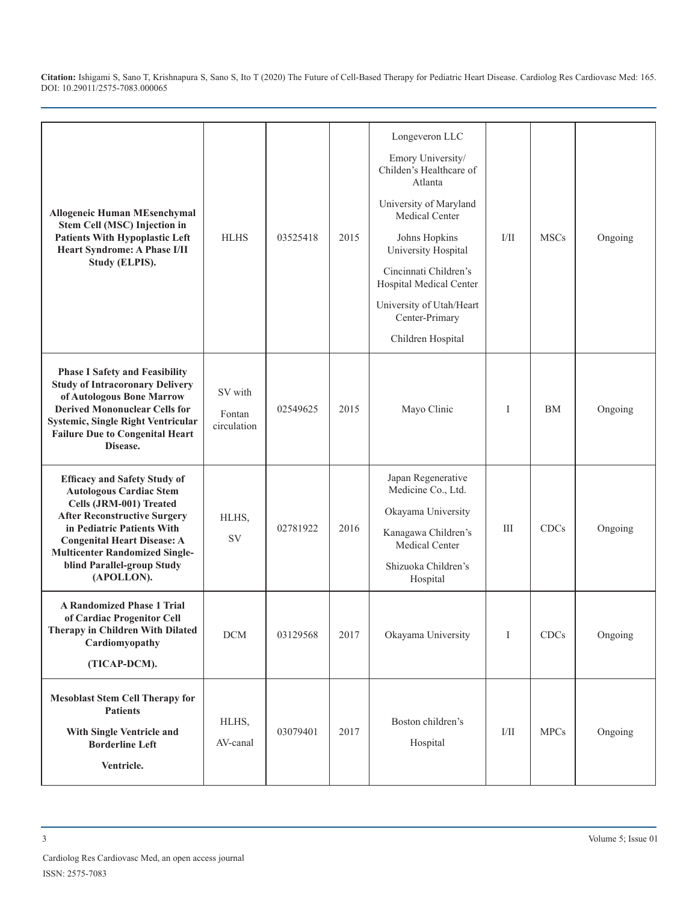| | | | | | | | |
|---|---|---|---|---|---|---|---|
| **Allogeneic Human MEsenchymal Stem Cell (MSC) Injection in Patients With Hypoplastic Left Heart Syndrome: A Phase I/II Study (ELPIS).** | HLHS | 03525418 | 2015 | Longeveron LLC<br><br>Emory University/ Childen's Healthcare of Atlanta<br><br>University of Maryland Medical Center<br><br>Johns Hopkins University Hospital<br><br>Cincinnati Children's Hospital Medical Center<br><br>University of Utah/Heart Center-Primary<br><br>Children Hospital | I/II | MSCs | Ongoing |
| **Phase I Safety and Feasibility Study of Intracoronary Delivery of Autologous Bone Marrow Derived Mononuclear Cells for Systemic, Single Right Ventricular Failure Due to Congenital Heart Disease.** | SV with Fontan circulation | 02549625 | 2015 | Mayo Clinic | I | BM | Ongoing |
| **Efficacy and Safety Study of Autologous Cardiac Stem Cells (JRM-001) Treated After Reconstructive Surgery in Pediatric Patients With Congenital Heart Disease: A Multicenter Randomized Single-blind Parallel-group Study (APOLLON).** | HLHS, SV | 02781922 | 2016 | Japan Regenerative Medicine Co., Ltd.<br><br>Okayama University<br><br>Kanagawa Children's Medical Center<br><br>Shizuoka Children's Hospital | III | CDCs | Ongoing |
| **A Randomized Phase 1 Trial of Cardiac Progenitor Cell Therapy in Children With Dilated Cardiomyopathy (TICAP-DCM).** | DCM | 03129568 | 2017 | Okayama University | I | CDCs | Ongoing |
| **Mesoblast Stem Cell Therapy for Patients With Single Ventricle and Borderline Left Ventricle.** | HLHS, AV-canal | 03079401 | 2017 | Boston children's Hospital | I/II | MPCs | Ongoing |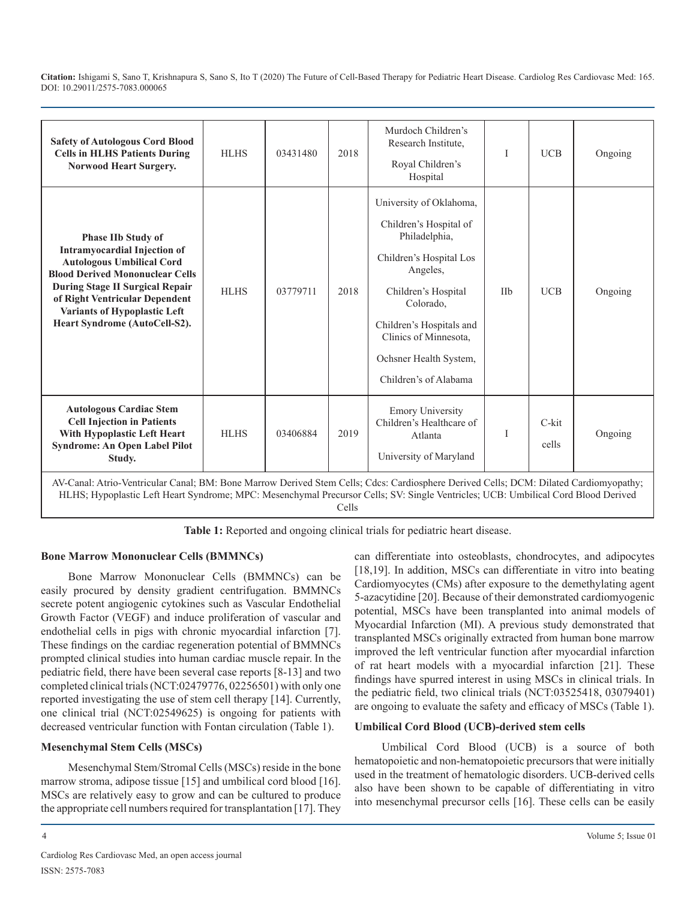| | | | | | | | |
|---|---|---|---|---|---|---|---|
| **Safety of Autologous Cord Blood Cells in HLHS Patients During Norwood Heart Surgery.** | HLHS | 03431480 | 2018 | Murdoch Children's Research Institute, Royal Children's Hospital | I | UCB | Ongoing |
| **Phase IIb Study of Intramyocardial Injection of Autologous Umbilical Cord Blood Derived Mononuclear Cells During Stage II Surgical Repair of Right Ventricular Dependent Variants of Hypoplastic Left Heart Syndrome (AutoCell-S2).** | HLHS | 03779711 | 2018 | University of Oklahoma, Children's Hospital of Philadelphia, Children's Hospital Los Angeles, Children's Hospital Colorado, Children's Hospitals and Clinics of Minnesota, Ochsner Health System, Children's of Alabama | IIb | UCB | Ongoing |
| **Autologous Cardiac Stem Cell Injection in Patients With Hypoplastic Left Heart Syndrome: An Open Label Pilot Study.** | HLHS | 03406884 | 2019 | Emory University Children's Healthcare of Atlanta University of Maryland | I | C-kit cells | Ongoing |

AV-Canal: Atrio-Ventricular Canal; BM: Bone Marrow Derived Stem Cells; Cdcs: Cardiosphere Derived Cells; DCM: Dilated Cardiomyopathy; HLHS; Hypoplastic Left Heart Syndrome; MPC: Mesenchymal Precursor Cells; SV: Single Ventricles; UCB: Umbilical Cord Blood Derived Cells

**Table 1:** Reported and ongoing clinical trials for pediatric heart disease.

### Bone Marrow Mononuclear Cells (BMMNCs)

Bone Marrow Mononuclear Cells (BMMNCs) can be easily procured by density gradient centrifugation. BMMNCs secrete potent angiogenic cytokines such as Vascular Endothelial Growth Factor (VEGF) and induce proliferation of vascular and endothelial cells in pigs with chronic myocardial infarction [7]. These findings on the cardiac regeneration potential of BMMNCs prompted clinical studies into human cardiac muscle repair. In the pediatric field, there have been several case reports [8-13] and two completed clinical trials (NCT:02479776, 02256501) with only one reported investigating the use of stem cell therapy [14]. Currently, one clinical trial (NCT:02549625) is ongoing for patients with decreased ventricular function with Fontan circulation (Table 1).

### Mesenchymal Stem Cells (MSCs)

Mesenchymal Stem/Stromal Cells (MSCs) reside in the bone marrow stroma, adipose tissue [15] and umbilical cord blood [16]. MSCs are relatively easy to grow and can be cultured to produce the appropriate cell numbers required for transplantation [17]. They can differentiate into osteoblasts, chondrocytes, and adipocytes [18,19]. In addition, MSCs can differentiate in vitro into beating Cardiomyocytes (CMs) after exposure to the demethylating agent 5-azacytidine [20]. Because of their demonstrated cardiomyogenic potential, MSCs have been transplanted into animal models of Myocardial Infarction (MI). A previous study demonstrated that transplanted MSCs originally extracted from human bone marrow improved the left ventricular function after myocardial infarction of rat heart models with a myocardial infarction [21]. These findings have spurred interest in using MSCs in clinical trials. In the pediatric field, two clinical trials (NCT:03525418, 03079401) are ongoing to evaluate the safety and efficacy of MSCs (Table 1).

### Umbilical Cord Blood (UCB)-derived stem cells

Umbilical Cord Blood (UCB) is a source of both hematopoietic and non-hematopoietic precursors that were initially used in the treatment of hematologic disorders. UCB-derived cells also have been shown to be capable of differentiating in vitro into mesenchymal precursor cells [16]. These cells can be easily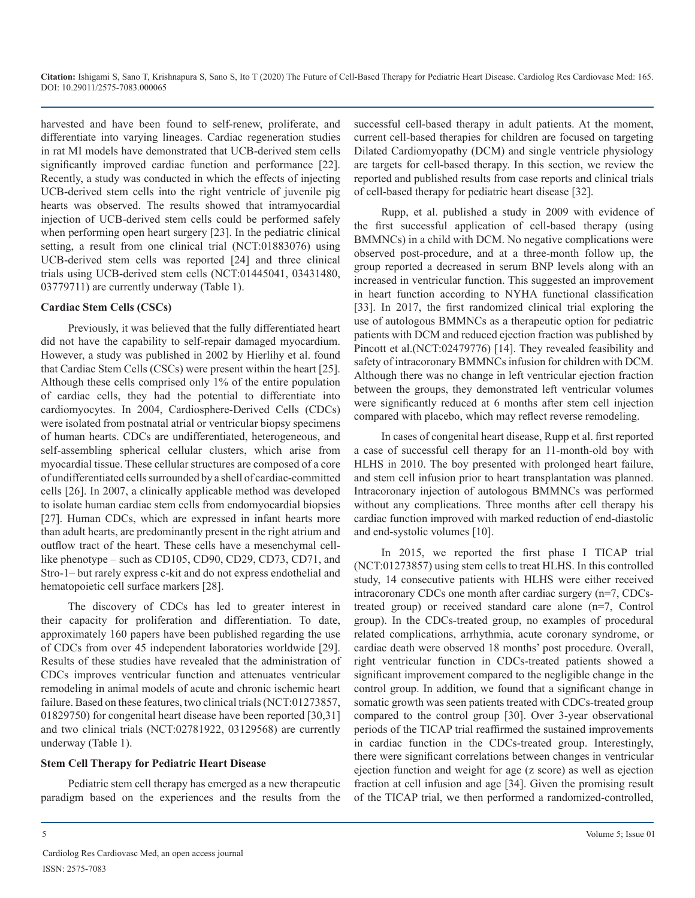harvested and have been found to self-renew, proliferate, and differentiate into varying lineages. Cardiac regeneration studies in rat MI models have demonstrated that UCB-derived stem cells significantly improved cardiac function and performance [22]. Recently, a study was conducted in which the effects of injecting UCB-derived stem cells into the right ventricle of juvenile pig hearts was observed. The results showed that intramyocardial injection of UCB-derived stem cells could be performed safely when performing open heart surgery [23]. In the pediatric clinical setting, a result from one clinical trial (NCT:01883076) using UCB-derived stem cells was reported [24] and three clinical trials using UCB-derived stem cells (NCT:01445041, 03431480, 03779711) are currently underway (Table 1).

**Cardiac Stem Cells (CSCs)**

Previously, it was believed that the fully differentiated heart did not have the capability to self-repair damaged myocardium. However, a study was published in 2002 by Hierlihy et al. found that Cardiac Stem Cells (CSCs) were present within the heart [25]. Although these cells comprised only 1% of the entire population of cardiac cells, they had the potential to differentiate into cardiomyocytes. In 2004, Cardiosphere-Derived Cells (CDCs) were isolated from postnatal atrial or ventricular biopsy specimens of human hearts. CDCs are undifferentiated, heterogeneous, and self-assembling spherical cellular clusters, which arise from myocardial tissue. These cellular structures are composed of a core of undifferentiated cells surrounded by a shell of cardiac-committed cells [26]. In 2007, a clinically applicable method was developed to isolate human cardiac stem cells from endomyocardial biopsies [27]. Human CDCs, which are expressed in infant hearts more than adult hearts, are predominantly present in the right atrium and outflow tract of the heart. These cells have a mesenchymal cell-like phenotype – such as CD105, CD90, CD29, CD73, CD71, and Stro-1– but rarely express c-kit and do not express endothelial and hematopoietic cell surface markers [28].

The discovery of CDCs has led to greater interest in their capacity for proliferation and differentiation. To date, approximately 160 papers have been published regarding the use of CDCs from over 45 independent laboratories worldwide [29]. Results of these studies have revealed that the administration of CDCs improves ventricular function and attenuates ventricular remodeling in animal models of acute and chronic ischemic heart failure. Based on these features, two clinical trials (NCT:01273857, 01829750) for congenital heart disease have been reported [30,31] and two clinical trials (NCT:02781922, 03129568) are currently underway (Table 1).

**Stem Cell Therapy for Pediatric Heart Disease**

Pediatric stem cell therapy has emerged as a new therapeutic paradigm based on the experiences and the results from the successful cell-based therapy in adult patients. At the moment, current cell-based therapies for children are focused on targeting Dilated Cardiomyopathy (DCM) and single ventricle physiology are targets for cell-based therapy. In this section, we review the reported and published results from case reports and clinical trials of cell-based therapy for pediatric heart disease [32].

Rupp, et al. published a study in 2009 with evidence of the first successful application of cell-based therapy (using BMMNCs) in a child with DCM. No negative complications were observed post-procedure, and at a three-month follow up, the group reported a decreased in serum BNP levels along with an increased in ventricular function. This suggested an improvement in heart function according to NYHA functional classification [33]. In 2017, the first randomized clinical trial exploring the use of autologous BMMNCs as a therapeutic option for pediatric patients with DCM and reduced ejection fraction was published by Pincott et al.(NCT:02479776) [14]. They revealed feasibility and safety of intracoronary BMMNCs infusion for children with DCM. Although there was no change in left ventricular ejection fraction between the groups, they demonstrated left ventricular volumes were significantly reduced at 6 months after stem cell injection compared with placebo, which may reflect reverse remodeling.

In cases of congenital heart disease, Rupp et al. first reported a case of successful cell therapy for an 11-month-old boy with HLHS in 2010. The boy presented with prolonged heart failure, and stem cell infusion prior to heart transplantation was planned. Intracoronary injection of autologous BMMNCs was performed without any complications. Three months after cell therapy his cardiac function improved with marked reduction of end-diastolic and end-systolic volumes [10].

In 2015, we reported the first phase I TICAP trial (NCT:01273857) using stem cells to treat HLHS. In this controlled study, 14 consecutive patients with HLHS were either received intracoronary CDCs one month after cardiac surgery (n=7, CDCs-treated group) or received standard care alone (n=7, Control group). In the CDCs-treated group, no examples of procedural related complications, arrhythmia, acute coronary syndrome, or cardiac death were observed 18 months' post procedure. Overall, right ventricular function in CDCs-treated patients showed a significant improvement compared to the negligible change in the control group. In addition, we found that a significant change in somatic growth was seen patients treated with CDCs-treated group compared to the control group [30]. Over 3-year observational periods of the TICAP trial reaffirmed the sustained improvements in cardiac function in the CDCs-treated group. Interestingly, there were significant correlations between changes in ventricular ejection function and weight for age (z score) as well as ejection fraction at cell infusion and age [34]. Given the promising result of the TICAP trial, we then performed a randomized-controlled,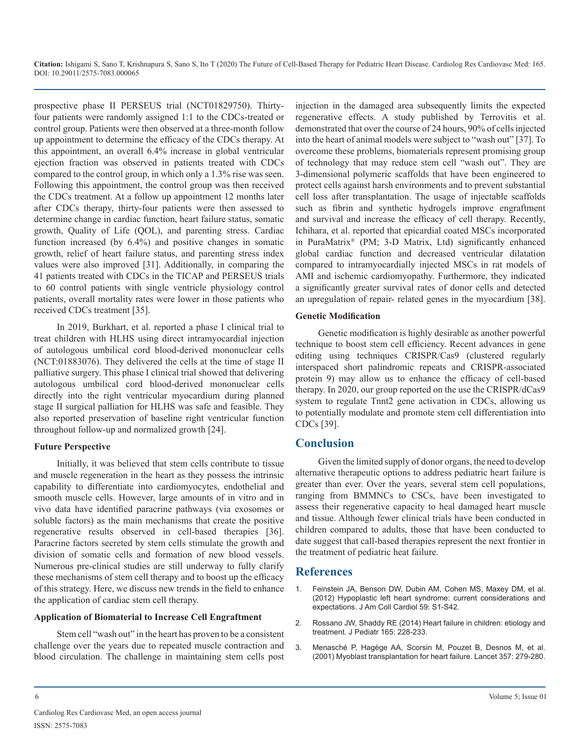prospective phase II PERSEUS trial (NCT01829750). Thirty-four patients were randomly assigned 1:1 to the CDCs-treated or control group. Patients were then observed at a three-month follow up appointment to determine the efficacy of the CDCs therapy. At this appointment, an overall 6.4% increase in global ventricular ejection fraction was observed in patients treated with CDCs compared to the control group, in which only a 1.3% rise was seen. Following this appointment, the control group was then received the CDCs treatment. At a follow up appointment 12 months later after CDCs therapy, thirty-four patients were then assessed to determine change in cardiac function, heart failure status, somatic growth, Quality of Life (QOL), and parenting stress. Cardiac function increased (by 6.4%) and positive changes in somatic growth, relief of heart failure status, and parenting stress index values were also improved [31]. Additionally, in comparing the 41 patients treated with CDCs in the TICAP and PERSEUS trials to 60 control patients with single ventricle physiology control patients, overall mortality rates were lower in those patients who received CDCs treatment [35].

In 2019, Burkhart, et al. reported a phase I clinical trial to treat children with HLHS using direct intramyocardial injection of autologous umbilical cord blood-derived mononuclear cells (NCT:01883076). They delivered the cells at the time of stage II palliative surgery. This phase I clinical trial showed that delivering autologous umbilical cord blood-derived mononuclear cells directly into the right ventricular myocardium during planned stage II surgical palliation for HLHS was safe and feasible. They also reported preservation of baseline right ventricular function throughout follow-up and normalized growth [24].

**Future Perspective**

Initially, it was believed that stem cells contribute to tissue and muscle regeneration in the heart as they possess the intrinsic capability to differentiate into cardiomyocytes, endothelial and smooth muscle cells. However, large amounts of in vitro and in vivo data have identified paracrine pathways (via exosomes or soluble factors) as the main mechanisms that create the positive regenerative results observed in cell-based therapies [36]. Paracrine factors secreted by stem cells stimulate the growth and division of somatic cells and formation of new blood vessels. Numerous pre-clinical studies are still underway to fully clarify these mechanisms of stem cell therapy and to boost up the efficacy of this strategy. Here, we discuss new trends in the field to enhance the application of cardiac stem cell therapy.

**Application of Biomaterial to Increase Cell Engraftment**

Stem cell "wash out" in the heart has proven to be a consistent challenge over the years due to repeated muscle contraction and blood circulation. The challenge in maintaining stem cells post injection in the damaged area subsequently limits the expected regenerative effects. A study published by Terrovitis et al. demonstrated that over the course of 24 hours, 90% of cells injected into the heart of animal models were subject to "wash out" [37]. To overcome these problems, biomaterials represent promising group of technology that may reduce stem cell "wash out". They are 3-dimensional polymeric scaffolds that have been engineered to protect cells against harsh environments and to prevent substantial cell loss after transplantation. The usage of injectable scaffolds such as fibrin and synthetic hydrogels improve engraftment and survival and increase the efficacy of cell therapy. Recently, Ichihara, et al. reported that epicardial coated MSCs incorporated in PuraMatrix® (PM; 3-D Matrix, Ltd) significantly enhanced global cardiac function and decreased ventricular dilatation compared to intramyocardially injected MSCs in rat models of AMI and ischemic cardiomyopathy. Furthermore, they indicated a significantly greater survival rates of donor cells and detected an upregulation of repair- related genes in the myocardium [38].

**Genetic Modification**

Genetic modification is highly desirable as another powerful technique to boost stem cell efficiency. Recent advances in gene editing using techniques CRISPR/Cas9 (clustered regularly interspaced short palindromic repeats and CRISPR-associated protein 9) may allow us to enhance the efficacy of cell-based therapy. In 2020, our group reported on the use the CRISPR/dCas9 system to regulate Tnnt2 gene activation in CDCs, allowing us to potentially modulate and promote stem cell differentiation into CDCs [39].

## Conclusion

Given the limited supply of donor organs, the need to develop alternative therapeutic options to address pediatric heart failure is greater than ever. Over the years, several stem cell populations, ranging from BMMNCs to CSCs, have been investigated to assess their regenerative capacity to heal damaged heart muscle and tissue. Although fewer clinical trials have been conducted in children compared to adults, those that have been conducted to date suggest that call-based therapies represent the next frontier in the treatment of pediatric heat failure.

## References

1. Feinstein JA, Benson DW, Dubin AM, Cohen MS, Maxey DM, et al. (2012) Hypoplastic left heart syndrome: current considerations and expectations. J Am Coll Cardiol 59: S1-S42.
2. Rossano JW, Shaddy RE (2014) Heart failure in children: etiology and treatment. J Pediatr 165: 228-233.
3. Menasché P, Hagège AA, Scorsin M, Pouzet B, Desnos M, et al. (2001) Myoblast transplantation for heart failure. Lancet 357: 279-280.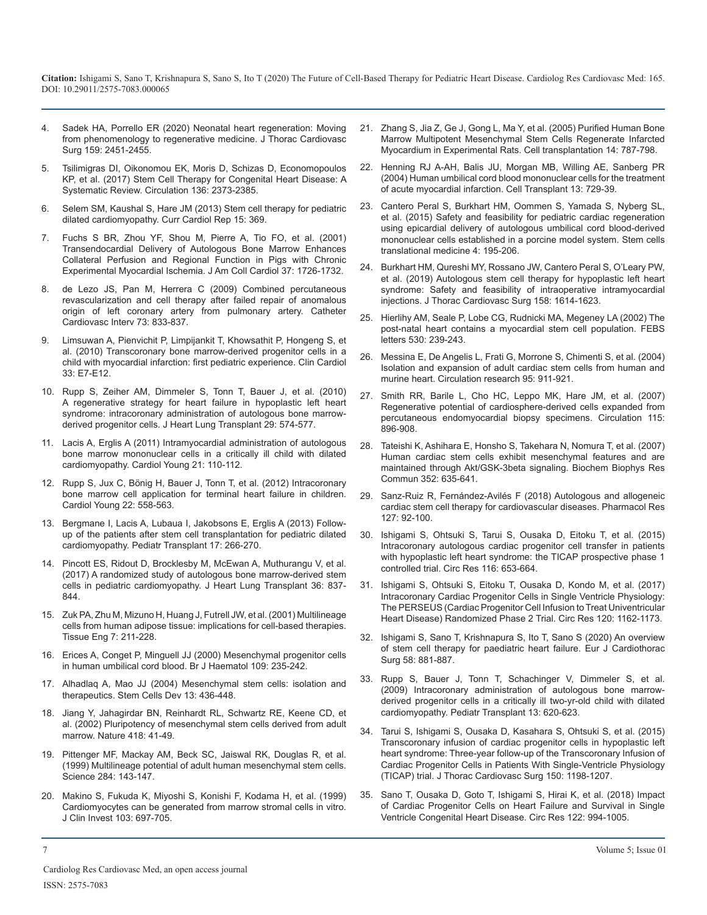4. Sadek HA, Porrello ER (2020) Neonatal heart regeneration: Moving from phenomenology to regenerative medicine. J Thorac Cardiovasc Surg 159: 2451-2455.

5. Tsilimigras DI, Oikonomou EK, Moris D, Schizas D, Economopoulos KP, et al. (2017) Stem Cell Therapy for Congenital Heart Disease: A Systematic Review. Circulation 136: 2373-2385.

6. Selem SM, Kaushal S, Hare JM (2013) Stem cell therapy for pediatric dilated cardiomyopathy. Curr Cardiol Rep 15: 369.

7. Fuchs S BR, Zhou YF, Shou M, Pierre A, Tio FO, et al. (2001) Transendocardial Delivery of Autologous Bone Marrow Enhances Collateral Perfusion and Regional Function in Pigs with Chronic Experimental Myocardial Ischemia. J Am Coll Cardiol 37: 1726-1732.

8. de Lezo JS, Pan M, Herrera C (2009) Combined percutaneous revascularization and cell therapy after failed repair of anomalous origin of left coronary artery from pulmonary artery. Catheter Cardiovasc Interv 73: 833-837.

9. Limsuwan A, Pienvichit P, Limpijankit T, Khowsathit P, Hongeng S, et al. (2010) Transcoronary bone marrow-derived progenitor cells in a child with myocardial infarction: first pediatric experience. Clin Cardiol 33: E7-E12.

10. Rupp S, Zeiher AM, Dimmeler S, Tonn T, Bauer J, et al. (2010) A regenerative strategy for heart failure in hypoplastic left heart syndrome: intracoronary administration of autologous bone marrow-derived progenitor cells. J Heart Lung Transplant 29: 574-577.

11. Lacis A, Erglis A (2011) Intramyocardial administration of autologous bone marrow mononuclear cells in a critically ill child with dilated cardiomyopathy. Cardiol Young 21: 110-112.

12. Rupp S, Jux C, Bönig H, Bauer J, Tonn T, et al. (2012) Intracoronary bone marrow cell application for terminal heart failure in children. Cardiol Young 22: 558-563.

13. Bergmane I, Lacis A, Lubaua I, Jakobsons E, Erglis A (2013) Follow-up of the patients after stem cell transplantation for pediatric dilated cardiomyopathy. Pediatr Transplant 17: 266-270.

14. Pincott ES, Ridout D, Brocklesby M, McEwan A, Muthurangu V, et al. (2017) A randomized study of autologous bone marrow-derived stem cells in pediatric cardiomyopathy. J Heart Lung Transplant 36: 837-844.

15. Zuk PA, Zhu M, Mizuno H, Huang J, Futrell JW, et al. (2001) Multilineage cells from human adipose tissue: implications for cell-based therapies. Tissue Eng 7: 211-228.

16. Erices A, Conget P, Minguell JJ (2000) Mesenchymal progenitor cells in human umbilical cord blood. Br J Haematol 109: 235-242.

17. Alhadlaq A, Mao JJ (2004) Mesenchymal stem cells: isolation and therapeutics. Stem Cells Dev 13: 436-448.

18. Jiang Y, Jahagirdar BN, Reinhardt RL, Schwartz RE, Keene CD, et al. (2002) Pluripotency of mesenchymal stem cells derived from adult marrow. Nature 418: 41-49.

19. Pittenger MF, Mackay AM, Beck SC, Jaiswal RK, Douglas R, et al. (1999) Multilineage potential of adult human mesenchymal stem cells. Science 284: 143-147.

20. Makino S, Fukuda K, Miyoshi S, Konishi F, Kodama H, et al. (1999) Cardiomyocytes can be generated from marrow stromal cells in vitro. J Clin Invest 103: 697-705.

21. Zhang S, Jia Z, Ge J, Gong L, Ma Y, et al. (2005) Purified Human Bone Marrow Multipotent Mesenchymal Stem Cells Regenerate Infarcted Myocardium in Experimental Rats. Cell transplantation 14: 787-798.

22. Henning RJ A-AH, Balis JU, Morgan MB, Willing AE, Sanberg PR (2004) Human umbilical cord blood mononuclear cells for the treatment of acute myocardial infarction. Cell Transplant 13: 729-39.

23. Cantero Peral S, Burkhart HM, Oommen S, Yamada S, Nyberg SL, et al. (2015) Safety and feasibility for pediatric cardiac regeneration using epicardial delivery of autologous umbilical cord blood-derived mononuclear cells established in a porcine model system. Stem cells translational medicine 4: 195-206.

24. Burkhart HM, Qureshi MY, Rossano JW, Cantero Peral S, O'Leary PW, et al. (2019) Autologous stem cell therapy for hypoplastic left heart syndrome: Safety and feasibility of intraoperative intramyocardial injections. J Thorac Cardiovasc Surg 158: 1614-1623.

25. Hierlihy AM, Seale P, Lobe CG, Rudnicki MA, Megeney LA (2002) The post-natal heart contains a myocardial stem cell population. FEBS letters 530: 239-243.

26. Messina E, De Angelis L, Frati G, Morrone S, Chimenti S, et al. (2004) Isolation and expansion of adult cardiac stem cells from human and murine heart. Circulation research 95: 911-921.

27. Smith RR, Barile L, Cho HC, Leppo MK, Hare JM, et al. (2007) Regenerative potential of cardiosphere-derived cells expanded from percutaneous endomyocardial biopsy specimens. Circulation 115: 896-908.

28. Tateishi K, Ashihara E, Honsho S, Takehara N, Nomura T, et al. (2007) Human cardiac stem cells exhibit mesenchymal features and are maintained through Akt/GSK-3beta signaling. Biochem Biophys Res Commun 352: 635-641.

29. Sanz-Ruiz R, Fernández-Avilés F (2018) Autologous and allogeneic cardiac stem cell therapy for cardiovascular diseases. Pharmacol Res 127: 92-100.

30. Ishigami S, Ohtsuki S, Tarui S, Ousaka D, Eitoku T, et al. (2015) Intracoronary autologous cardiac progenitor cell transfer in patients with hypoplastic left heart syndrome: the TICAP prospective phase 1 controlled trial. Circ Res 116: 653-664.

31. Ishigami S, Ohtsuki S, Eitoku T, Ousaka D, Kondo M, et al. (2017) Intracoronary Cardiac Progenitor Cells in Single Ventricle Physiology: The PERSEUS (Cardiac Progenitor Cell Infusion to Treat Univentricular Heart Disease) Randomized Phase 2 Trial. Circ Res 120: 1162-1173.

32. Ishigami S, Sano T, Krishnapura S, Ito T, Sano S (2020) An overview of stem cell therapy for paediatric heart failure. Eur J Cardiothorac Surg 58: 881-887.

33. Rupp S, Bauer J, Tonn T, Schachinger V, Dimmeler S, et al. (2009) Intracoronary administration of autologous bone marrow-derived progenitor cells in a critically ill two-yr-old child with dilated cardiomyopathy. Pediatr Transplant 13: 620-623.

34. Tarui S, Ishigami S, Ousaka D, Kasahara S, Ohtsuki S, et al. (2015) Transcoronary infusion of cardiac progenitor cells in hypoplastic left heart syndrome: Three-year follow-up of the Transcoronary Infusion of Cardiac Progenitor Cells in Patients With Single-Ventricle Physiology (TICAP) trial. J Thorac Cardiovasc Surg 150: 1198-1207.

35. Sano T, Ousaka D, Goto T, Ishigami S, Hirai K, et al. (2018) Impact of Cardiac Progenitor Cells on Heart Failure and Survival in Single Ventricle Congenital Heart Disease. Circ Res 122: 994-1005.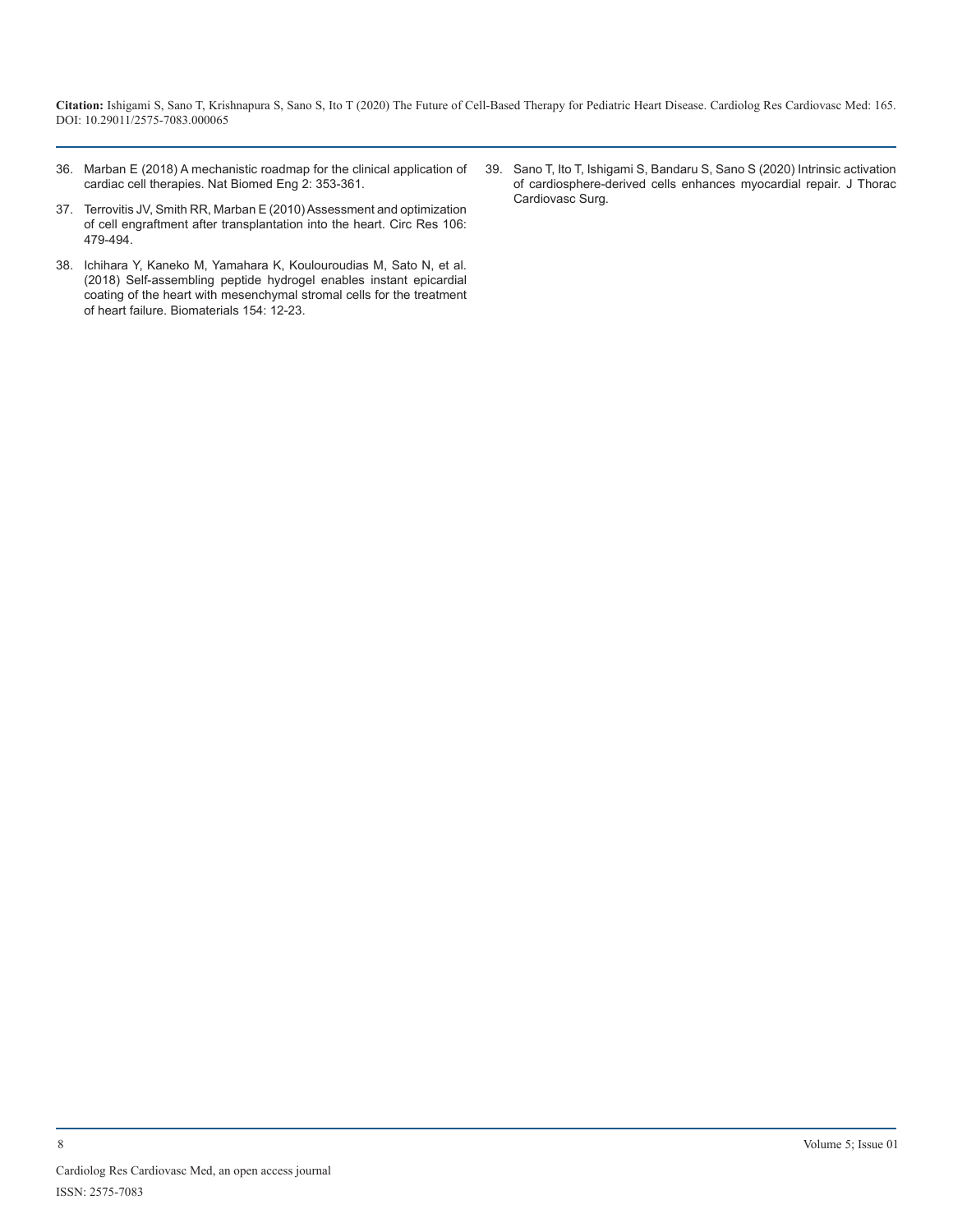36. Marban E (2018) A mechanistic roadmap for the clinical application of cardiac cell therapies. Nat Biomed Eng 2: 353-361.

37. Terrovitis JV, Smith RR, Marban E (2010) Assessment and optimization of cell engraftment after transplantation into the heart. Circ Res 106: 479-494.

38. Ichihara Y, Kaneko M, Yamahara K, Koulouroudias M, Sato N, et al. (2018) Self-assembling peptide hydrogel enables instant epicardial coating of the heart with mesenchymal stromal cells for the treatment of heart failure. Biomaterials 154: 12-23.

39. Sano T, Ito T, Ishigami S, Bandaru S, Sano S (2020) Intrinsic activation of cardiosphere-derived cells enhances myocardial repair. J Thorac Cardiovasc Surg.